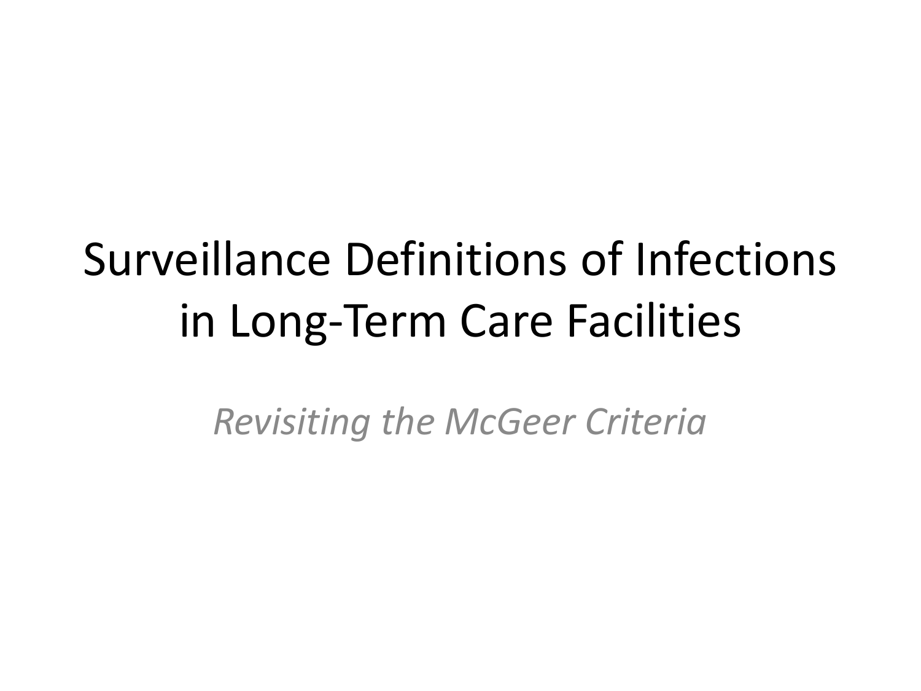# Surveillance Definitions of Infections in Long-Term Care Facilities

*Revisiting the McGeer Criteria*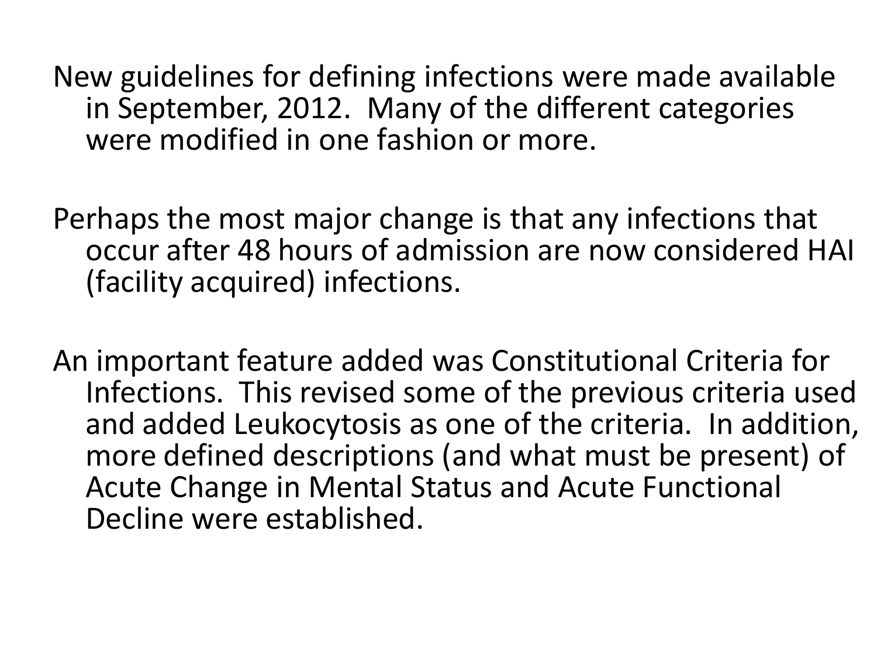New guidelines for defining infections were made available in September, 2012. Many of the different categories were modified in one fashion or more.

Perhaps the most major change is that any infections that occur after 48 hours of admission are now considered HAI (facility acquired) infections.

An important feature added was Constitutional Criteria for Infections. This revised some of the previous criteria used and added Leukocytosis as one of the criteria. In addition, more defined descriptions (and what must be present) of Acute Change in Mental Status and Acute Functional Decline were established.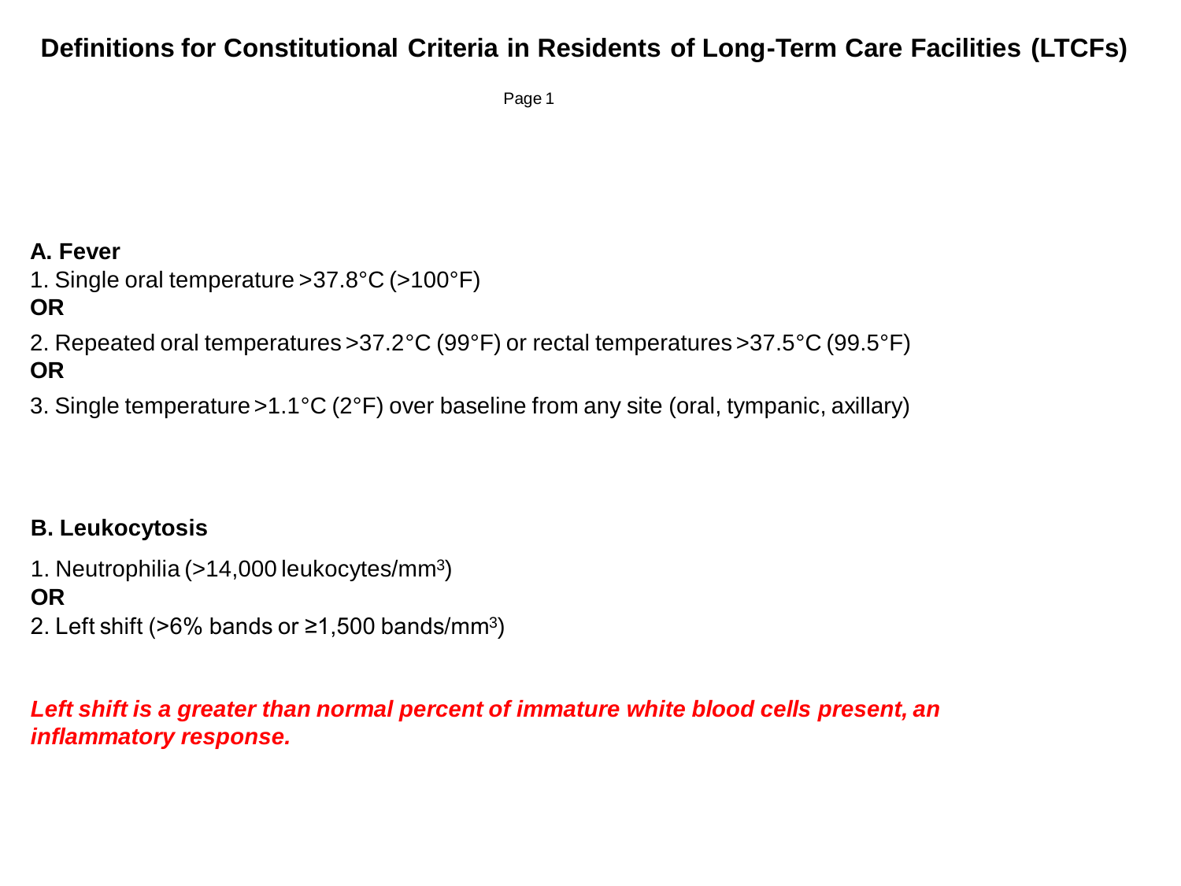# Definitions for Constitutional Criteria in Residents of Long-Term Care Facilities (LTCFs)

**A. Fever**

1. Single oral temperature >37.8°C (>100°F)

**OR**

2. Repeated oral temperatures >37.2°C (99°F) or rectal temperatures >37.5°C (99.5°F)

**OR**

3. Single temperature >1.1°C (2°F) over baseline from any site (oral, tympanic, axillary)

**B. Leukocytosis**

1. Neutrophilia (>14,000 leukocytes/$mm^3$)

**OR**

2. Left shift (>6% bands or ≥1,500 bands/$mm^3$)

***Left shift is a greater than normal percent of immature white blood cells present, an inflammatory response.***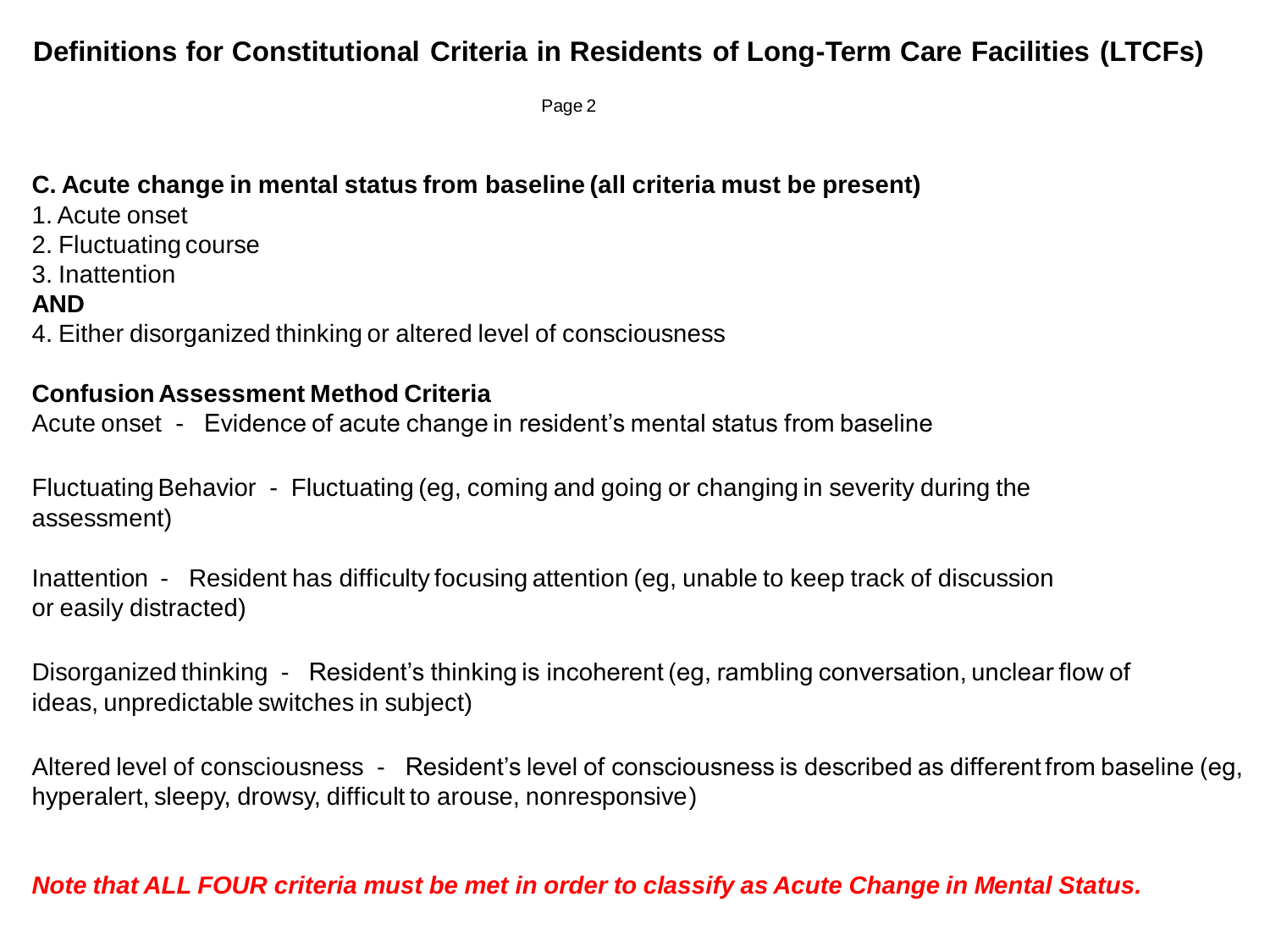# Definitions for Constitutional Criteria in Residents of Long-Term Care Facilities (LTCFs)

Page 2

**C. Acute change in mental status from baseline (all criteria must be present)**

1. Acute onset
2. Fluctuating course
3. Inattention

**AND**

4. Either disorganized thinking or altered level of consciousness

**Confusion Assessment Method Criteria**

Acute onset - Evidence of acute change in resident's mental status from baseline

Fluctuating Behavior - Fluctuating (eg, coming and going or changing in severity during the assessment)

Inattention - Resident has difficulty focusing attention (eg, unable to keep track of discussion or easily distracted)

Disorganized thinking - Resident's thinking is incoherent (eg, rambling conversation, unclear flow of ideas, unpredictable switches in subject)

Altered level of consciousness - Resident's level of consciousness is described as different from baseline (eg, hyperalert, sleepy, drowsy, difficult to arouse, nonresponsive)

***Note that ALL FOUR criteria must be met in order to classify as Acute Change in Mental Status.***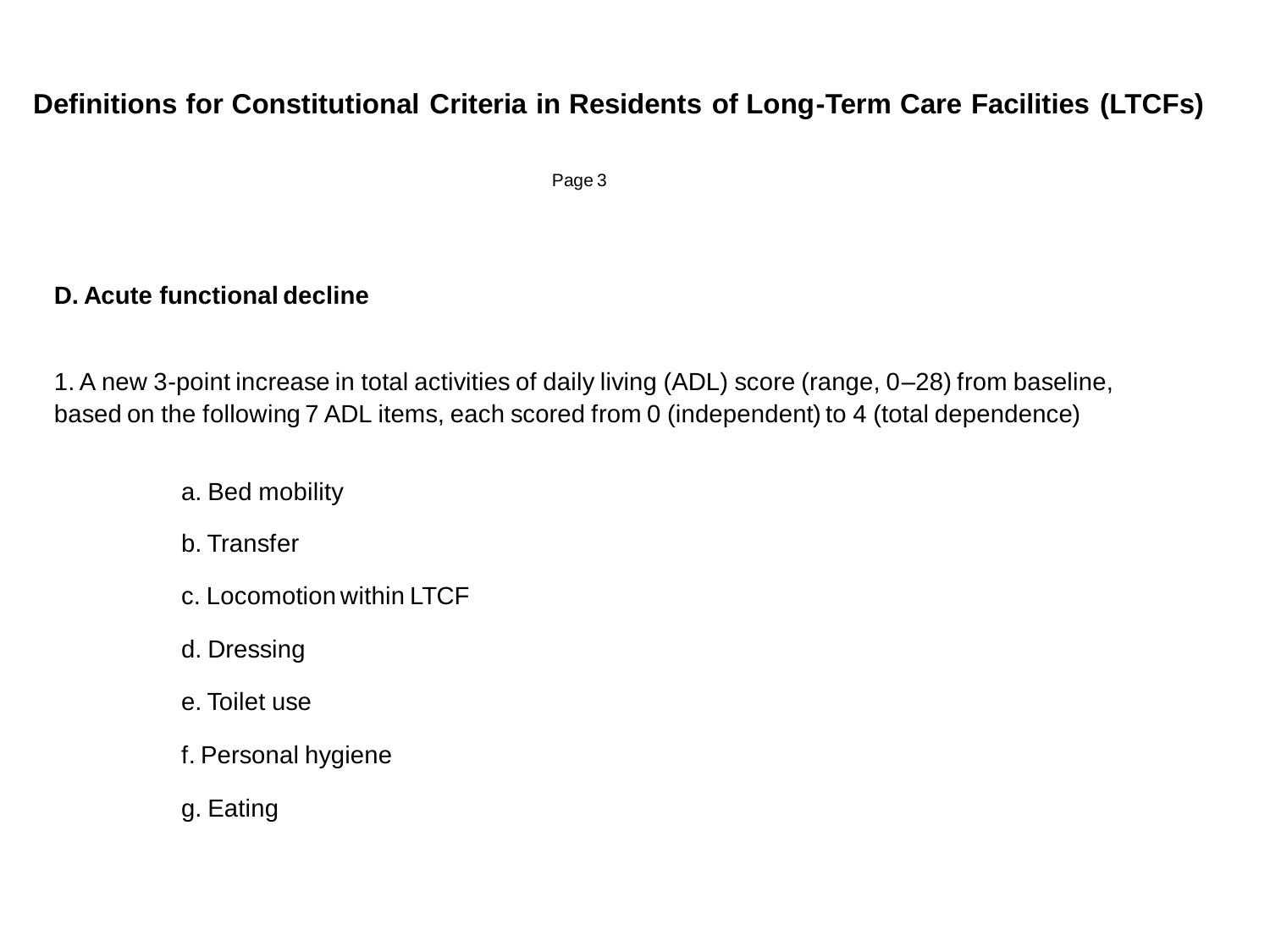# Definitions for Constitutional Criteria in Residents of Long-Term Care Facilities (LTCFs)

## D. Acute functional decline

1. A new 3-point increase in total activities of daily living (ADL) score (range, 0–28) from baseline, based on the following 7 ADL items, each scored from 0 (independent) to 4 (total dependence)

   a. Bed mobility

   b. Transfer

   c. Locomotion within LTCF

   d. Dressing

   e. Toilet use

   f. Personal hygiene

   g. Eating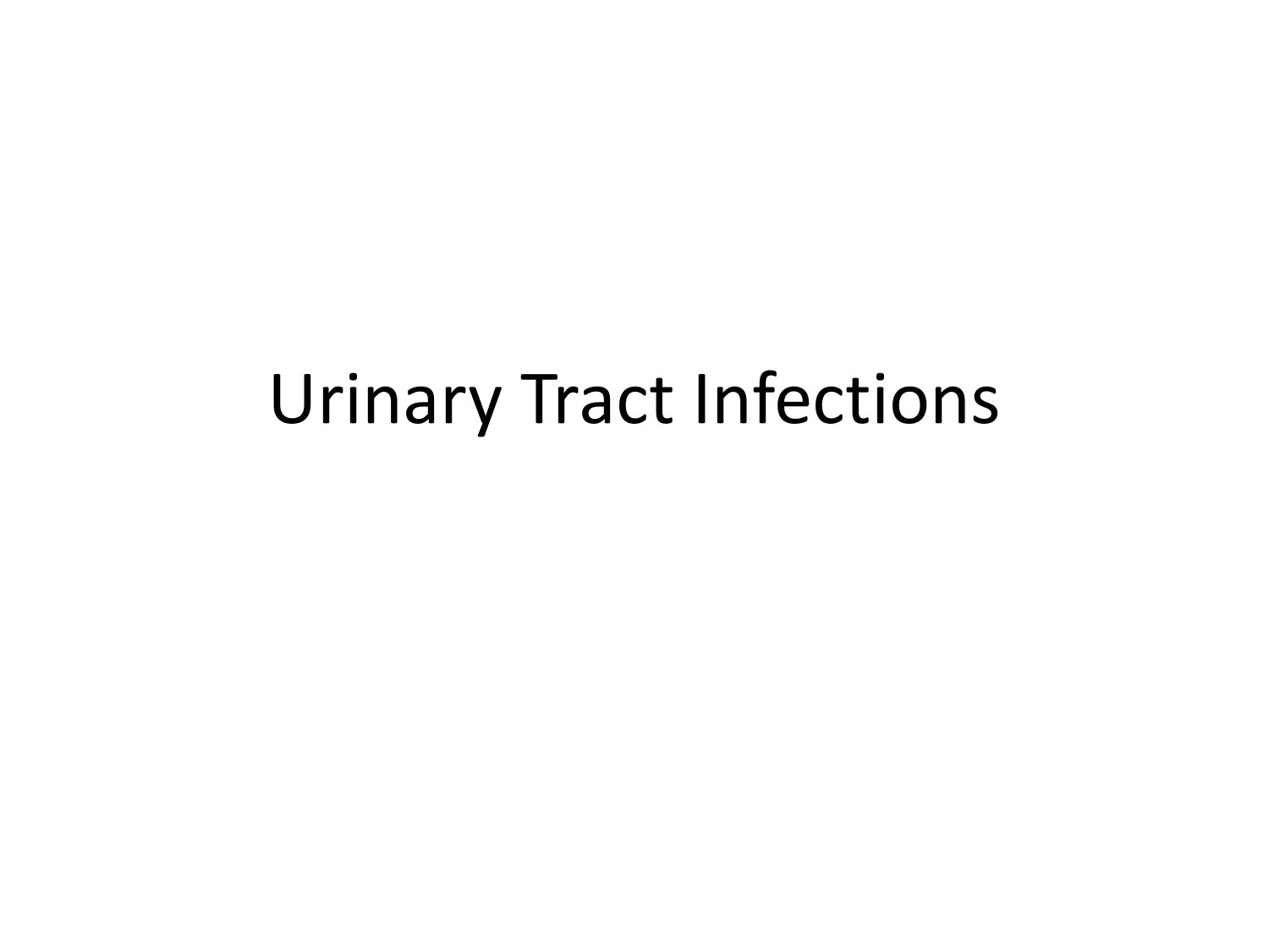# Urinary Tract Infections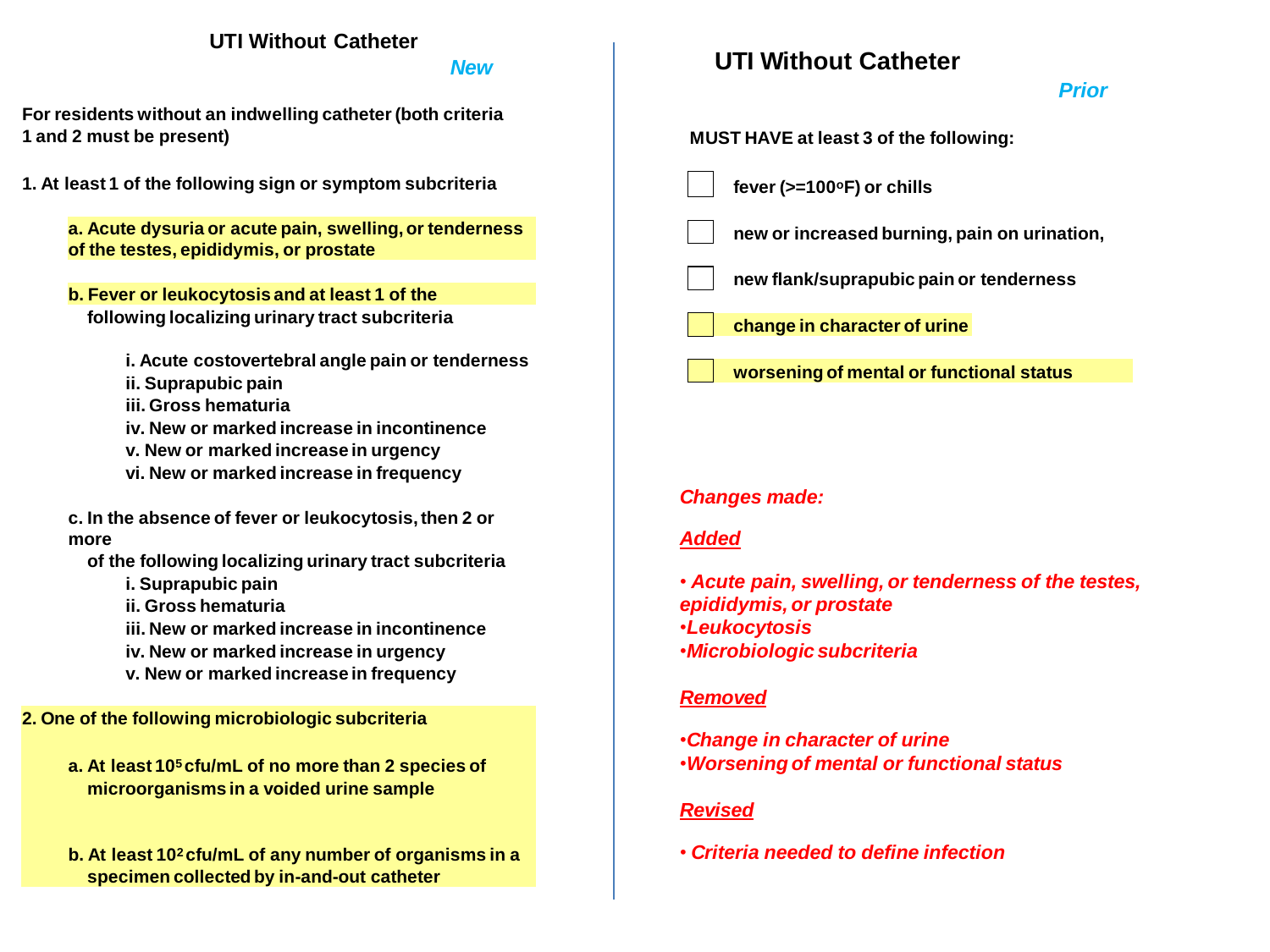## UTI Without Catheter

*New*

**For residents without an indwelling catheter (both criteria 1 and 2 must be present)**

**1. At least 1 of the following sign or symptom subcriteria**

- **a. Acute dysuria or acute pain, swelling, or tenderness of the testes, epididymis, or prostate**
- **b. Fever or leukocytosis and at least 1 of the following localizing urinary tract subcriteria**
  - **i. Acute costovertebral angle pain or tenderness**
  - **ii. Suprapubic pain**
  - **iii. Gross hematuria**
  - **iv. New or marked increase in incontinence**
  - **v. New or marked increase in urgency**
  - **vi. New or marked increase in frequency**
- **c. In the absence of fever or leukocytosis, then 2 or more of the following localizing urinary tract subcriteria**
  - **i. Suprapubic pain**
  - **ii. Gross hematuria**
  - **iii. New or marked increase in incontinence**
  - **iv. New or marked increase in urgency**
  - **v. New or marked increase in frequency**

**2. One of the following microbiologic subcriteria**

- **a. At least $10^5$ cfu/mL of no more than 2 species of microorganisms in a voided urine sample**
- **b. At least $10^2$ cfu/mL of any number of organisms in a specimen collected by in-and-out catheter**

## UTI Without Catheter

*Prior*

**MUST HAVE at least 3 of the following:**

- [ ] **fever (>=100°F) or chills**
- [ ] **new or increased burning, pain on urination,**
- [ ] **new flank/suprapubic pain or tenderness**
- [ ] **change in character of urine**
- [ ] **worsening of mental or functional status**

***Changes made:***

***Added***

- *Acute pain, swelling, or tenderness of the testes, epididymis, or prostate*
- *Leukocytosis*
- *Microbiologic subcriteria*

***Removed***

- *Change in character of urine*
- *Worsening of mental or functional status*

***Revised***

- *Criteria needed to define infection*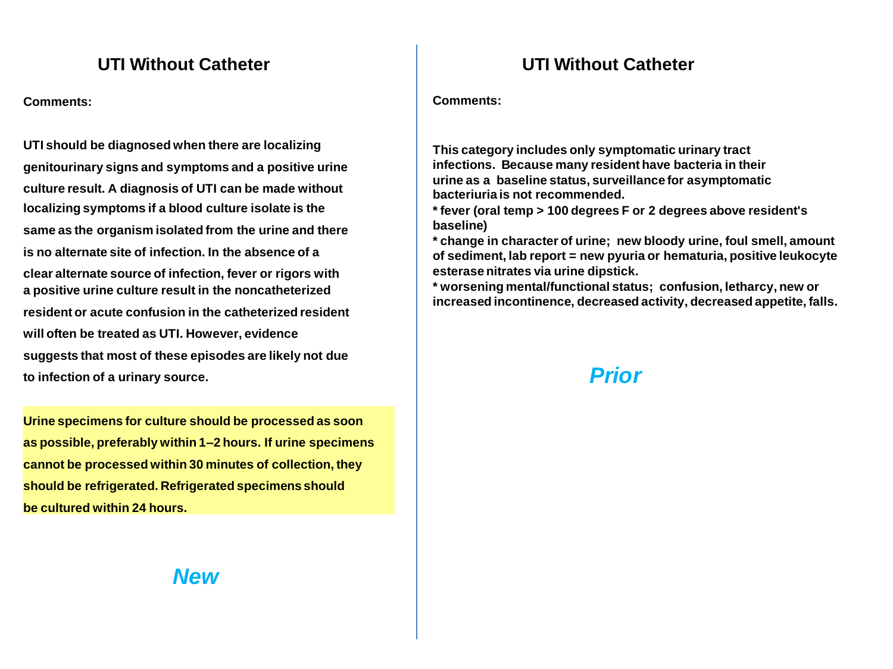## UTI Without Catheter

**Comments:**

**UTI should be diagnosed when there are localizing genitourinary signs and symptoms and a positive urine culture result. A diagnosis of UTI can be made without localizing symptoms if a blood culture isolate is the same as the organism isolated from the urine and there is no alternate site of infection. In the absence of a clear alternate source of infection, fever or rigors with a positive urine culture result in the noncatheterized resident or acute confusion in the catheterized resident will often be treated as UTI. However, evidence suggests that most of these episodes are likely not due to infection of a urinary source.**

**Urine specimens for culture should be processed as soon as possible, preferably within 1–2 hours. If urine specimens cannot be processed within 30 minutes of collection, they should be refrigerated. Refrigerated specimens should be cultured within 24 hours.**

***New***

## UTI Without Catheter

**Comments:**

**This category includes only symptomatic urinary tract infections. Because many resident have bacteria in their urine as a baseline status, surveillance for asymptomatic bacteriuria is not recommended.**

**\* fever (oral temp > 100 degrees F or 2 degrees above resident's baseline)**

**\* change in character of urine; new bloody urine, foul smell, amount of sediment, lab report = new pyuria or hematuria, positive leukocyte esterase nitrates via urine dipstick.**

**\* worsening mental/functional status; confusion, letharcy, new or increased incontinence, decreased activity, decreased appetite, falls.**

***Prior***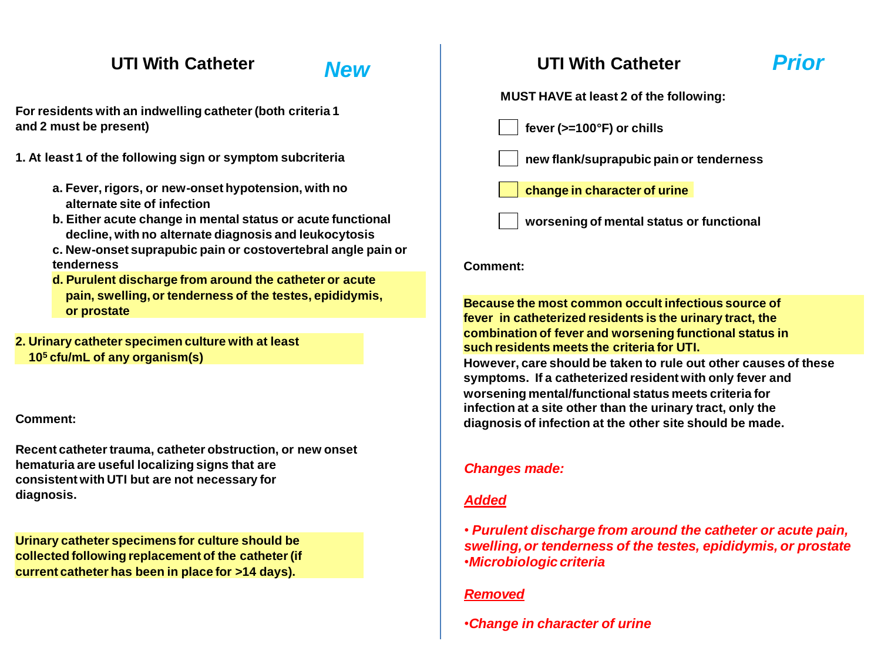## UTI With Catheter — *New*

**For residents with an indwelling catheter (both criteria 1 and 2 must be present)**

**1. At least 1 of the following sign or symptom subcriteria**

- **a. Fever, rigors, or new-onset hypotension, with no alternate site of infection**
- **b. Either acute change in mental status or acute functional decline, with no alternate diagnosis and leukocytosis**
- **c. New-onset suprapubic pain or costovertebral angle pain or tenderness**
- **d. Purulent discharge from around the catheter or acute pain, swelling, or tenderness of the testes, epididymis, or prostate**

**2. Urinary catheter specimen culture with at least $10^5$ cfu/mL of any organism(s)**

**Comment:**

**Recent catheter trauma, catheter obstruction, or new onset hematuria are useful localizing signs that are consistent with UTI but are not necessary for diagnosis.**

**Urinary catheter specimens for culture should be collected following replacement of the catheter (if current catheter has been in place for >14 days).**

## UTI With Catheter — *Prior*

**MUST HAVE at least 2 of the following:**

- [ ] **fever (>=100°F) or chills**
- [ ] **new flank/suprapubic pain or tenderness**
- [ ] **change in character of urine**
- [ ] **worsening of mental status or functional**

**Comment:**

**Because the most common occult infectious source of fever in catheterized residents is the urinary tract, the combination of fever and worsening functional status in such residents meets the criteria for UTI.**
**However, care should be taken to rule out other causes of these symptoms. If a catheterized resident with only fever and worsening mental/functional status meets criteria for infection at a site other than the urinary tract, only the diagnosis of infection at the other site should be made.**

***Changes made:***

***Added***

- ***Purulent discharge from around the catheter or acute pain, swelling, or tenderness of the testes, epididymis, or prostate***
- ***Microbiologic criteria***

***Removed***

- ***Change in character of urine***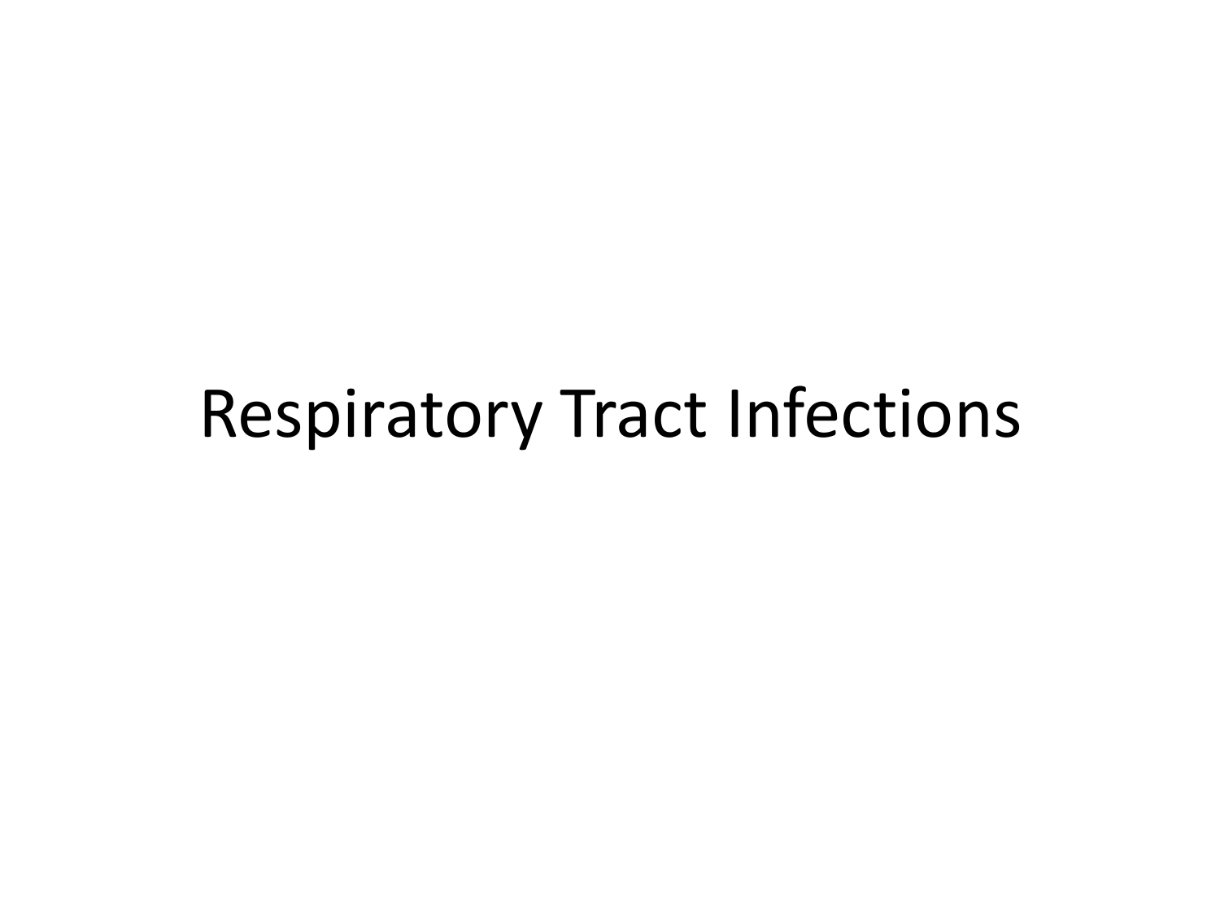# Respiratory Tract Infections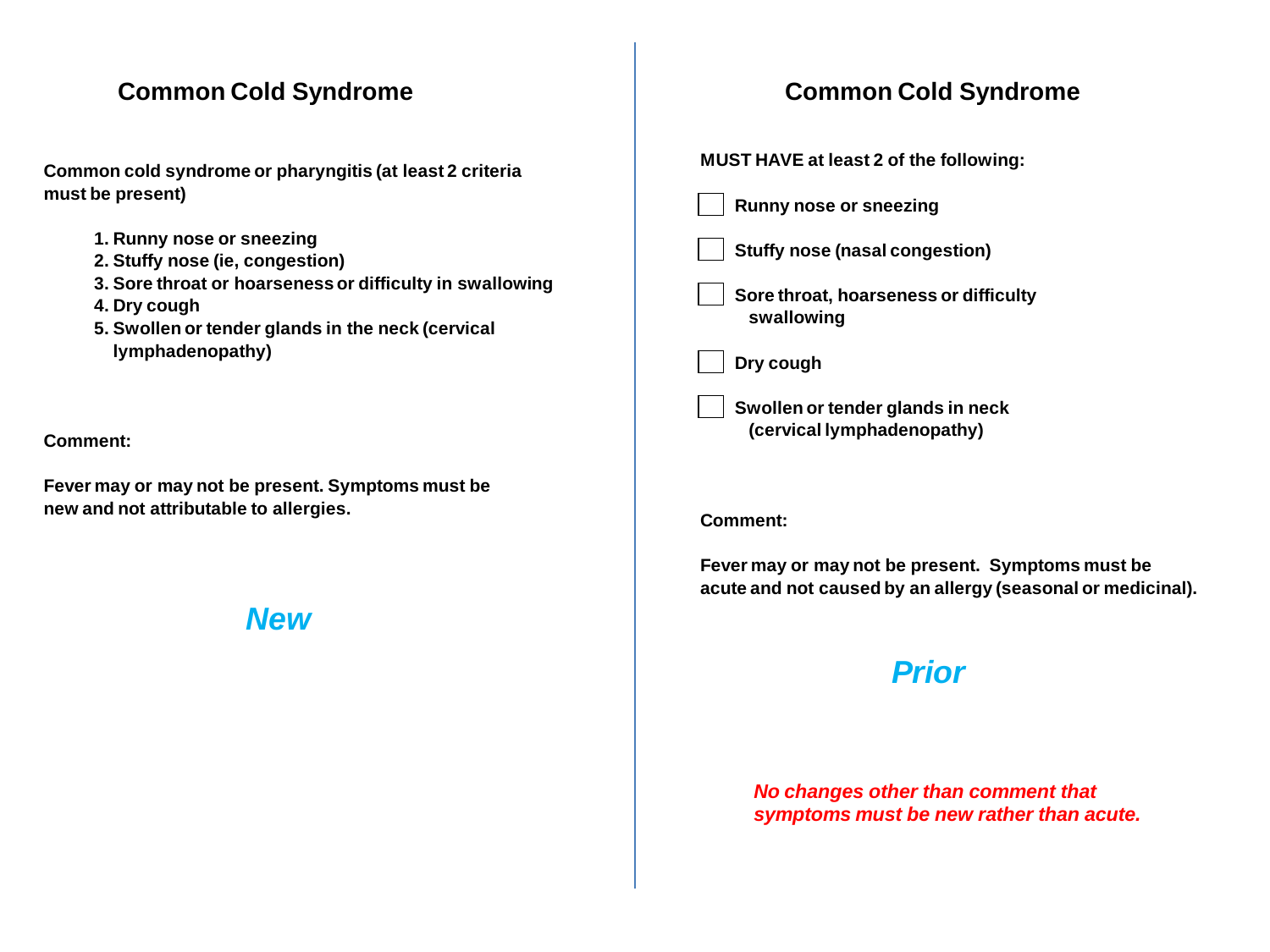## Common Cold Syndrome

**Common cold syndrome or pharyngitis (at least 2 criteria must be present)**

1. **Runny nose or sneezing**
2. **Stuffy nose (ie, congestion)**
3. **Sore throat or hoarseness or difficulty in swallowing**
4. **Dry cough**
5. **Swollen or tender glands in the neck (cervical lymphadenopathy)**

**Comment:**

**Fever may or may not be present. Symptoms must be new and not attributable to allergies.**

***New***

## Common Cold Syndrome

**MUST HAVE at least 2 of the following:**

- [ ] **Runny nose or sneezing**
- [ ] **Stuffy nose (nasal congestion)**
- [ ] **Sore throat, hoarseness or difficulty swallowing**
- [ ] **Dry cough**
- [ ] **Swollen or tender glands in neck (cervical lymphadenopathy)**

**Comment:**

**Fever may or may not be present. Symptoms must be acute and not caused by an allergy (seasonal or medicinal).**

***Prior***

***No changes other than comment that symptoms must be new rather than acute.***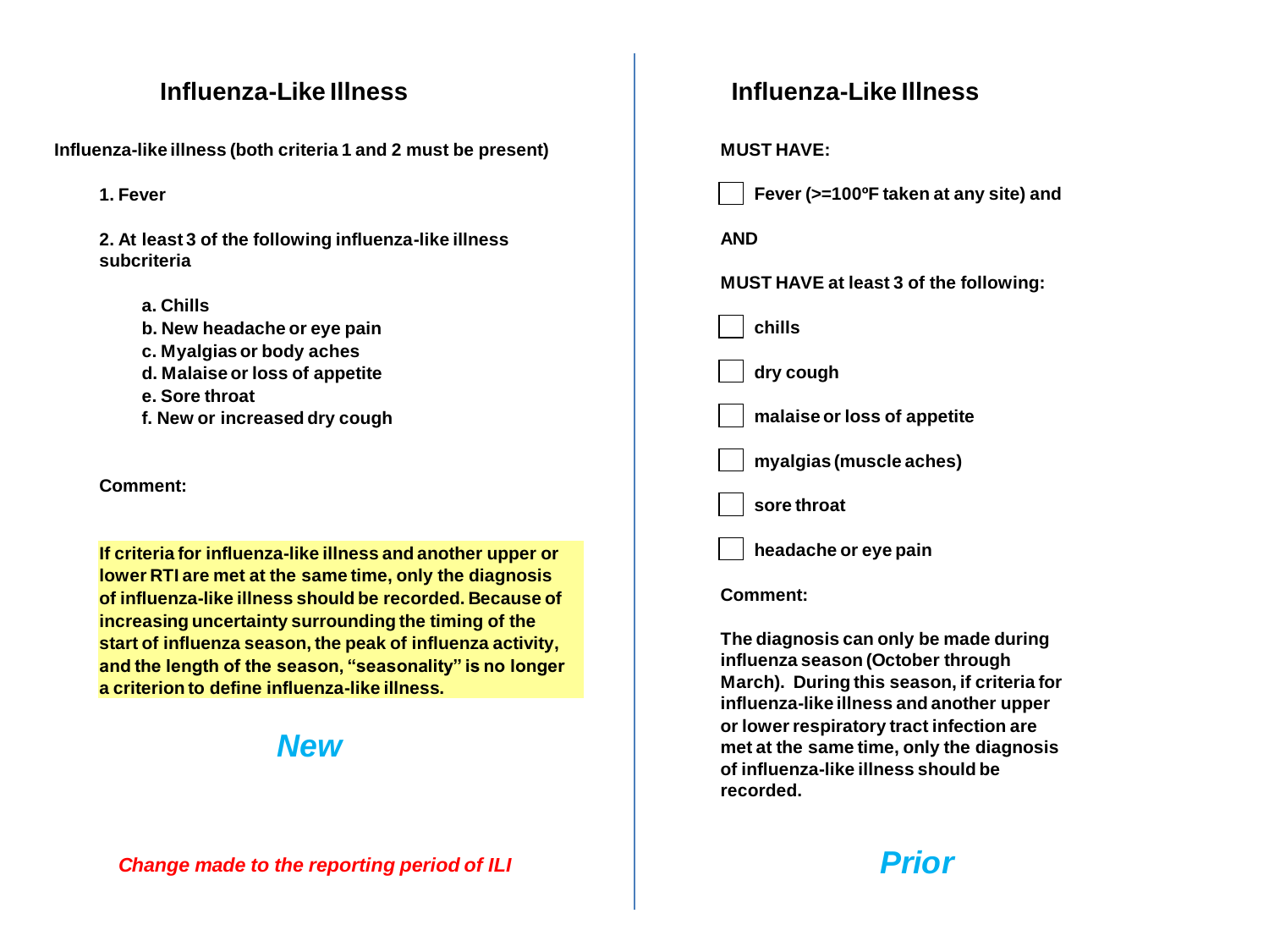## Influenza-Like Illness

**Influenza-like illness (both criteria 1 and 2 must be present)**

**1. Fever**

**2. At least 3 of the following influenza-like illness subcriteria**

- **a. Chills**
- **b. New headache or eye pain**
- **c. Myalgias or body aches**
- **d. Malaise or loss of appetite**
- **e. Sore throat**
- **f. New or increased dry cough**

**Comment:**

**If criteria for influenza-like illness and another upper or lower RTI are met at the same time, only the diagnosis of influenza-like illness should be recorded. Because of increasing uncertainty surrounding the timing of the start of influenza season, the peak of influenza activity, and the length of the season, "seasonality" is no longer a criterion to define influenza-like illness.**

***New***

***Change made to the reporting period of ILI***

## Influenza-Like Illness

**MUST HAVE:**

- [ ] **Fever (>=100ºF taken at any site) and**

**AND**

**MUST HAVE at least 3 of the following:**

- [ ] **chills**
- [ ] **dry cough**
- [ ] **malaise or loss of appetite**
- [ ] **myalgias (muscle aches)**
- [ ] **sore throat**
- [ ] **headache or eye pain**

**Comment:**

**The diagnosis can only be made during influenza season (October through March). During this season, if criteria for influenza-like illness and another upper or lower respiratory tract infection are met at the same time, only the diagnosis of influenza-like illness should be recorded.**

***Prior***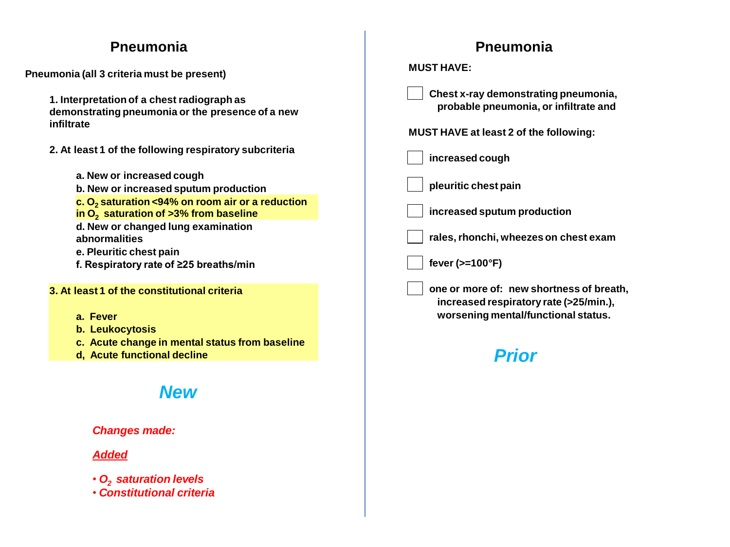## Pneumonia

**Pneumonia (all 3 criteria must be present)**

**1. Interpretation of a chest radiograph as demonstrating pneumonia or the presence of a new infiltrate**

**2. At least 1 of the following respiratory subcriteria**

- **a. New or increased cough**
- **b. New or increased sputum production**
- **c. $O_2$ saturation <94% on room air or a reduction in $O_2$ saturation of >3% from baseline**
- **d. New or changed lung examination abnormalities**
- **e. Pleuritic chest pain**
- **f. Respiratory rate of ≥25 breaths/min**

**3. At least 1 of the constitutional criteria**

- **a. Fever**
- **b. Leukocytosis**
- **c. Acute change in mental status from baseline**
- **d, Acute functional decline**

***New***

***Changes made:***

***Added***

- ***$O_2$ saturation levels***
- ***Constitutional criteria***

## Pneumonia

**MUST HAVE:**

- [ ] **Chest x-ray demonstrating pneumonia, probable pneumonia, or infiltrate and**

**MUST HAVE at least 2 of the following:**

- [ ] **increased cough**
- [ ] **pleuritic chest pain**
- [ ] **increased sputum production**
- [ ] **rales, rhonchi, wheezes on chest exam**
- [ ] **fever (>=100°F)**
- [ ] **one or more of: new shortness of breath, increased respiratory rate (>25/min.), worsening mental/functional status.**

***Prior***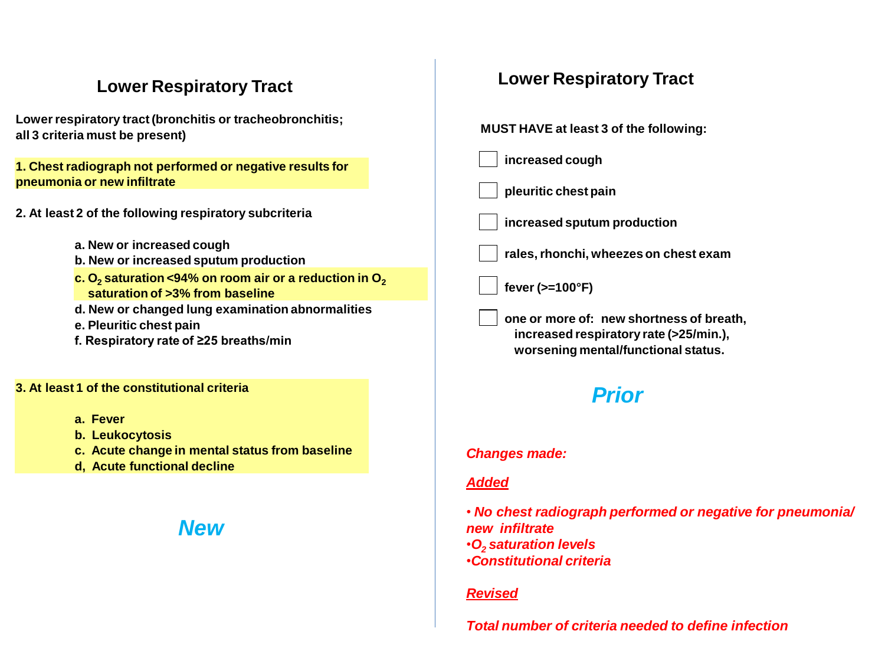## Lower Respiratory Tract

**Lower respiratory tract (bronchitis or tracheobronchitis; all 3 criteria must be present)**

**1. Chest radiograph not performed or negative results for pneumonia or new infiltrate**

**2. At least 2 of the following respiratory subcriteria**

- a. New or increased cough
- b. New or increased sputum production
- c. $O_2$ saturation <94% on room air or a reduction in $O_2$ saturation of >3% from baseline
- d. New or changed lung examination abnormalities
- e. Pleuritic chest pain
- f. Respiratory rate of ≥25 breaths/min

**3. At least 1 of the constitutional criteria**

- a. Fever
- b. Leukocytosis
- c. Acute change in mental status from baseline
- d, Acute functional decline

***New***

## Lower Respiratory Tract

**MUST HAVE at least 3 of the following:**

- ☐ increased cough
- ☐ pleuritic chest pain
- ☐ increased sputum production
- ☐ rales, rhonchi, wheezes on chest exam
- ☐ fever (>=100°F)
- ☐ one or more of: new shortness of breath, increased respiratory rate (>25/min.), worsening mental/functional status.

***Prior***

*Changes made:*

***Added***

- *No chest radiograph performed or negative for pneumonia/ new infiltrate*
- *$O_2$ saturation levels*
- *Constitutional criteria*

***Revised***

*Total number of criteria needed to define infection*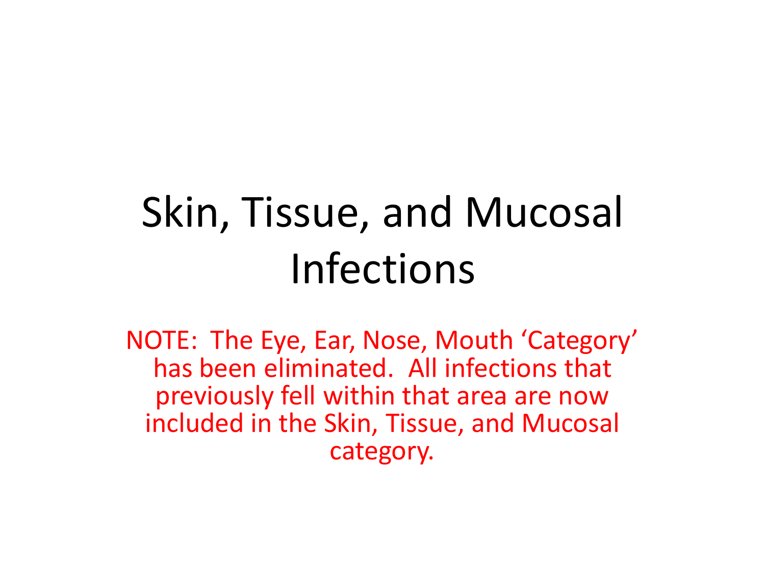# Skin, Tissue, and Mucosal Infections

NOTE: The Eye, Ear, Nose, Mouth 'Category' has been eliminated. All infections that previously fell within that area are now included in the Skin, Tissue, and Mucosal category.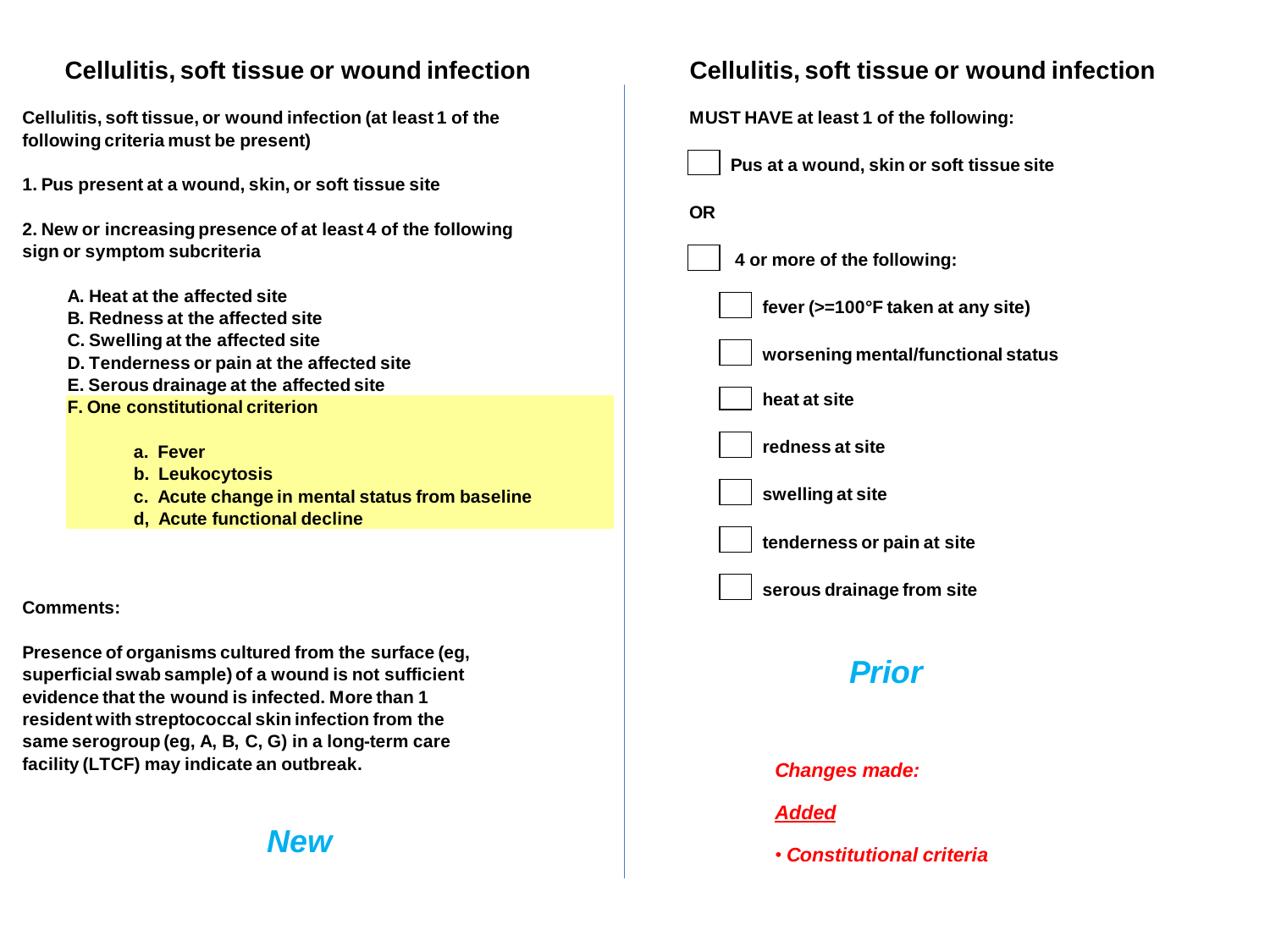## Cellulitis, soft tissue or wound infection

**Cellulitis, soft tissue, or wound infection (at least 1 of the following criteria must be present)**

**1. Pus present at a wound, skin, or soft tissue site**

**2. New or increasing presence of at least 4 of the following sign or symptom subcriteria**

- **A. Heat at the affected site**
- **B. Redness at the affected site**
- **C. Swelling at the affected site**
- **D. Tenderness or pain at the affected site**
- **E. Serous drainage at the affected site**
- **F. One constitutional criterion**
  - **a. Fever**
  - **b. Leukocytosis**
  - **c. Acute change in mental status from baseline**
  - **d, Acute functional decline**

**Comments:**

**Presence of organisms cultured from the surface (eg, superficial swab sample) of a wound is not sufficient evidence that the wound is infected. More than 1 resident with streptococcal skin infection from the same serogroup (eg, A, B, C, G) in a long-term care facility (LTCF) may indicate an outbreak.**

***New***

## Cellulitis, soft tissue or wound infection

**MUST HAVE at least 1 of the following:**

- [ ] **Pus at a wound, skin or soft tissue site**

**OR**

- [ ] **4 or more of the following:**
  - [ ] **fever (>=100°F taken at any site)**
  - [ ] **worsening mental/functional status**
  - [ ] **heat at site**
  - [ ] **redness at site**
  - [ ] **swelling at site**
  - [ ] **tenderness or pain at site**
  - [ ] **serous drainage from site**

***Prior***

***Changes made:***

***Added***

- ***Constitutional criteria***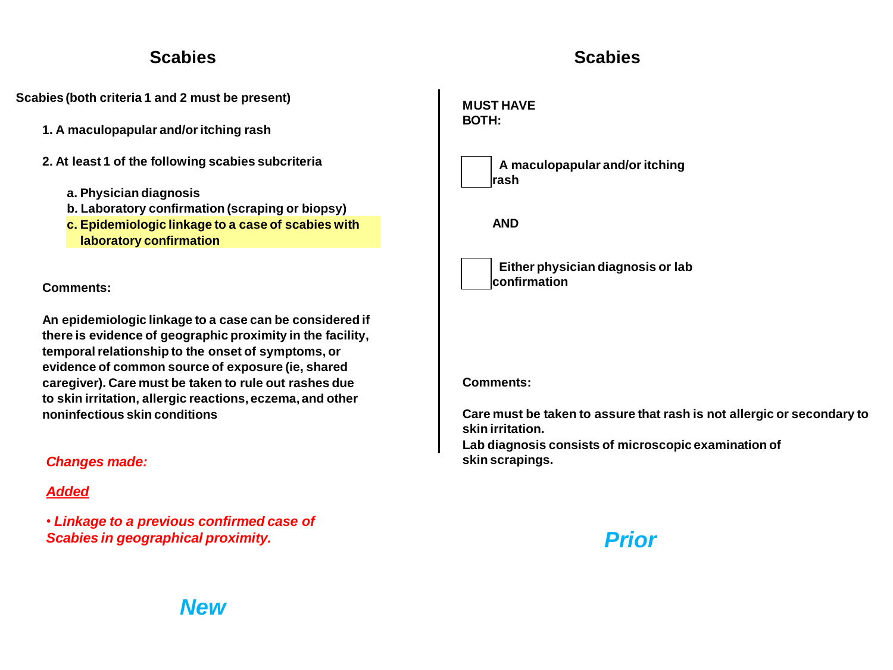## Scabies

**Scabies (both criteria 1 and 2 must be present)**

**1. A maculopapular and/or itching rash**

**2. At least 1 of the following scabies subcriteria**

- **a. Physician diagnosis**
- **b. Laboratory confirmation (scraping or biopsy)**
- **c. Epidemiologic linkage to a case of scabies with laboratory confirmation**

**Comments:**

**An epidemiologic linkage to a case can be considered if there is evidence of geographic proximity in the facility, temporal relationship to the onset of symptoms, or evidence of common source of exposure (ie, shared caregiver). Care must be taken to rule out rashes due to skin irritation, allergic reactions, eczema, and other noninfectious skin conditions**

***Changes made:***

***Added***

- ***Linkage to a previous confirmed case of Scabies in geographical proximity.***

***New***

## Scabies

**MUST HAVE BOTH:**

☐ **A maculopapular and/or itching rash**

**AND**

☐ **Either physician diagnosis or lab confirmation**

**Comments:**

**Care must be taken to assure that rash is not allergic or secondary to skin irritation.**
**Lab diagnosis consists of microscopic examination of skin scrapings.**

***Prior***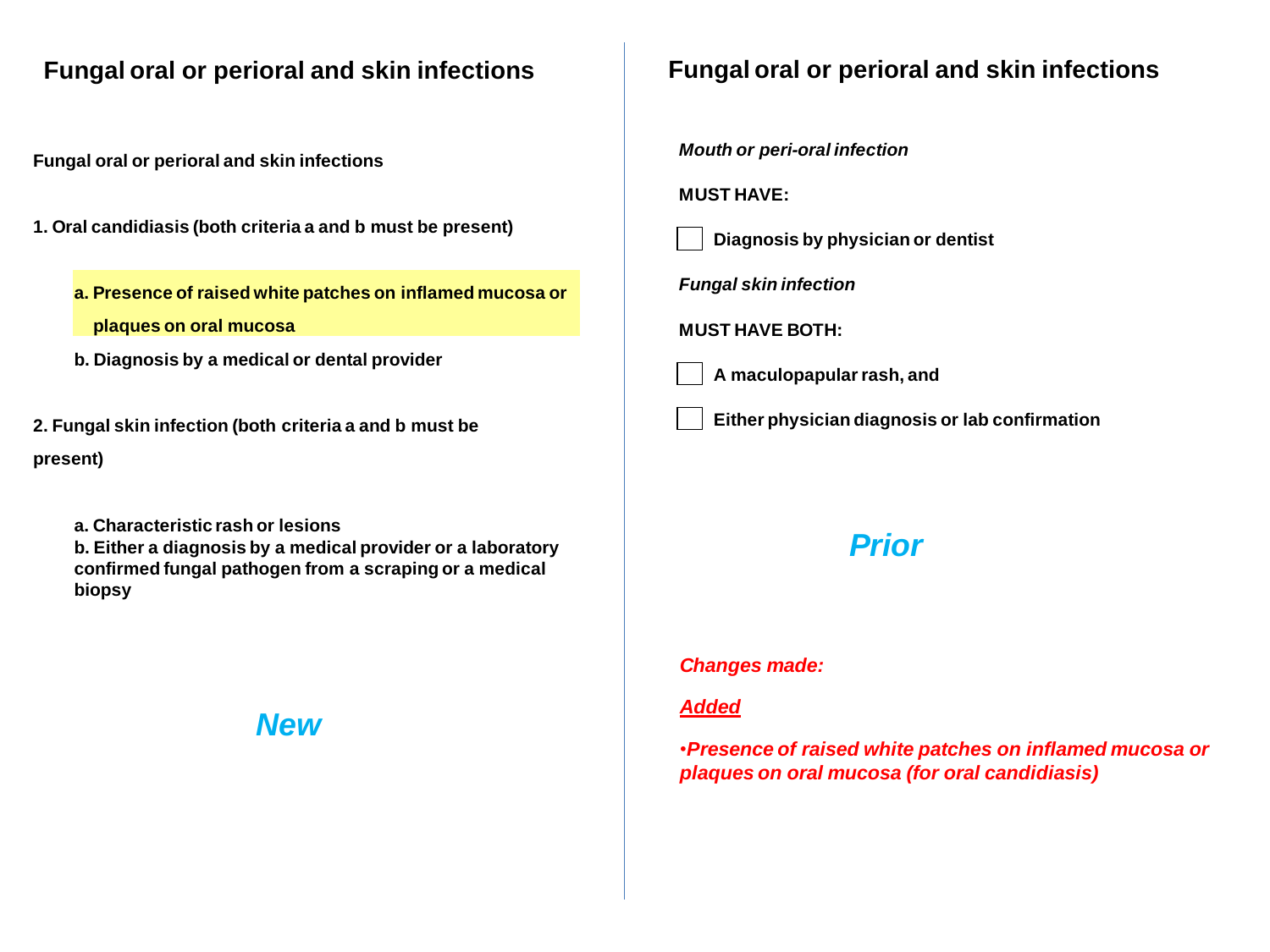## Fungal oral or perioral and skin infections

**Fungal oral or perioral and skin infections**

**1. Oral candidiasis (both criteria a and b must be present)**

- **a. Presence of raised white patches on inflamed mucosa or plaques on oral mucosa**
- **b. Diagnosis by a medical or dental provider**

**2. Fungal skin infection (both criteria a and b must be present)**

- **a. Characteristic rash or lesions**
- **b. Either a diagnosis by a medical provider or a laboratory confirmed fungal pathogen from a scraping or a medical biopsy**

***New***

## Fungal oral or perioral and skin infections

***Mouth or peri-oral infection***

**MUST HAVE:**

- [ ] **Diagnosis by physician or dentist**

***Fungal skin infection***

**MUST HAVE BOTH:**

- [ ] **A maculopapular rash, and**
- [ ] **Either physician diagnosis or lab confirmation**

***Prior***

***Changes made:***

***Added***

- ***Presence of raised white patches on inflamed mucosa or plaques on oral mucosa (for oral candidiasis)***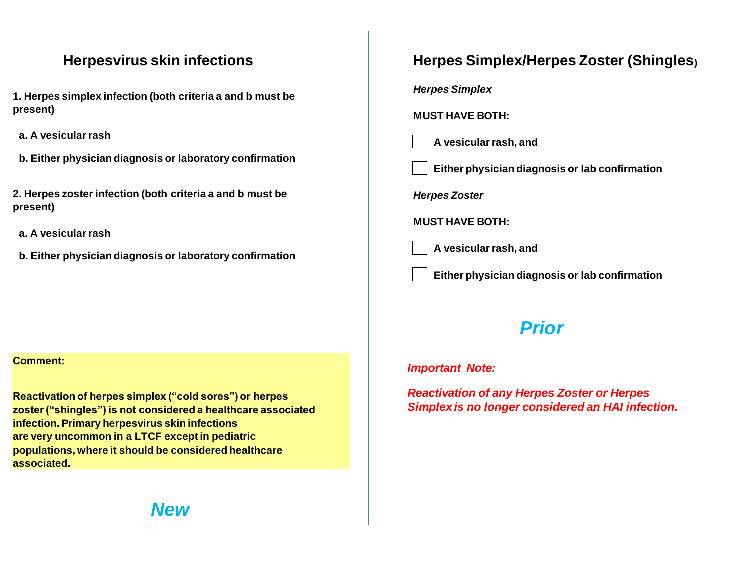## Herpesvirus skin infections

**1. Herpes simplex infection (both criteria a and b must be present)**

**a. A vesicular rash**

**b. Either physician diagnosis or laboratory confirmation**

**2. Herpes zoster infection (both criteria a and b must be present)**

**a. A vesicular rash**

**b. Either physician diagnosis or laboratory confirmation**

**Comment:**

**Reactivation of herpes simplex (“cold sores”) or herpes zoster (“shingles”) is not considered a healthcare associated infection. Primary herpesvirus skin infections are very uncommon in a LTCF except in pediatric populations, where it should be considered healthcare associated.**

***New***

## Herpes Simplex/Herpes Zoster (Shingles)

***Herpes Simplex***

**MUST HAVE BOTH:**

- [ ] **A vesicular rash, and**
- [ ] **Either physician diagnosis or lab confirmation**

***Herpes Zoster***

**MUST HAVE BOTH:**

- [ ] **A vesicular rash, and**
- [ ] **Either physician diagnosis or lab confirmation**

***Prior***

***Important Note:***

***Reactivation of any Herpes Zoster or Herpes Simplex is no longer considered an HAI infection.***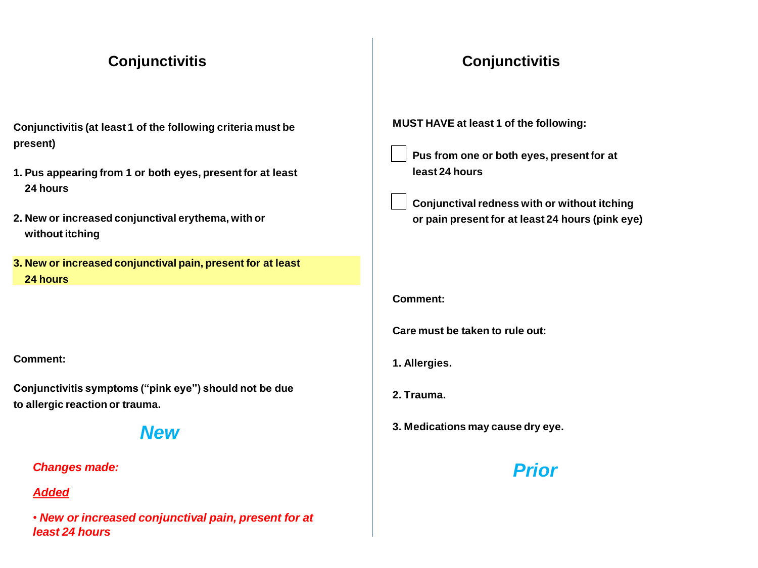## Conjunctivitis

**Conjunctivitis (at least 1 of the following criteria must be present)**

1. **Pus appearing from 1 or both eyes, present for at least 24 hours**
2. **New or increased conjunctival erythema, with or without itching**
3. **New or increased conjunctival pain, present for at least 24 hours**

**Comment:**

**Conjunctivitis symptoms ("pink eye") should not be due to allergic reaction or trauma.**

***New***

***Changes made:***

***Added***

- ***New or increased conjunctival pain, present for at least 24 hours***

## Conjunctivitis

**MUST HAVE at least 1 of the following:**

- [ ] **Pus from one or both eyes, present for at least 24 hours**
- [ ] **Conjunctival redness with or without itching or pain present for at least 24 hours (pink eye)**

**Comment:**

**Care must be taken to rule out:**

1. **Allergies.**
2. **Trauma.**
3. **Medications may cause dry eye.**

***Prior***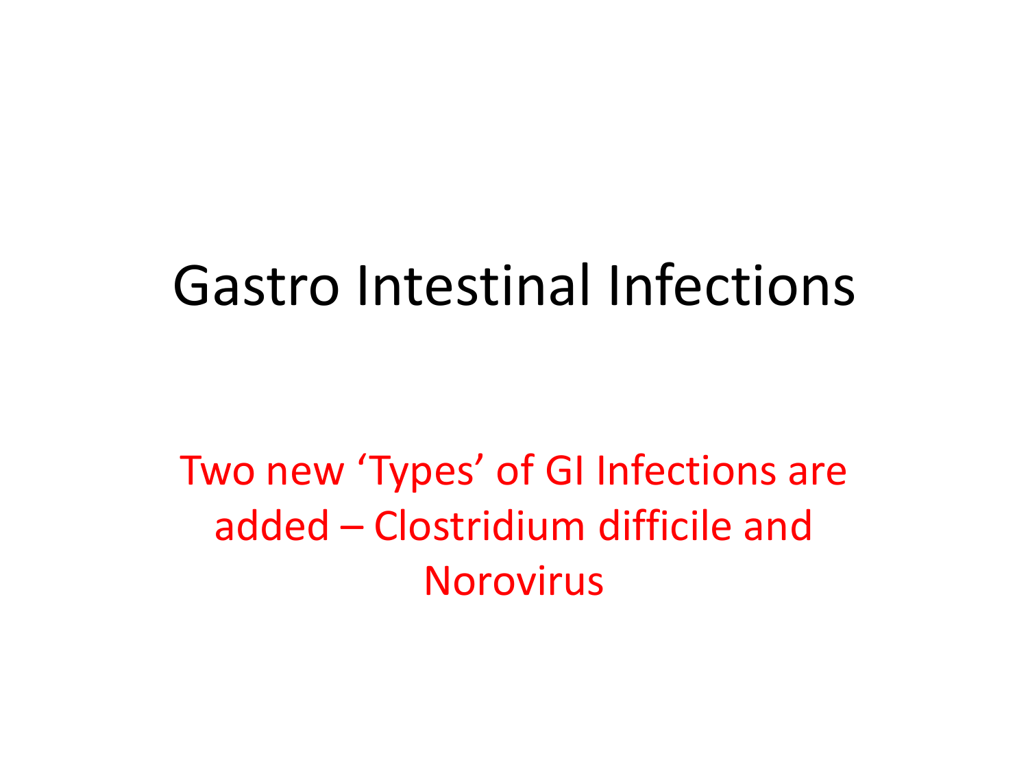# Gastro Intestinal Infections

Two new ‘Types’ of GI Infections are added – Clostridium difficile and Norovirus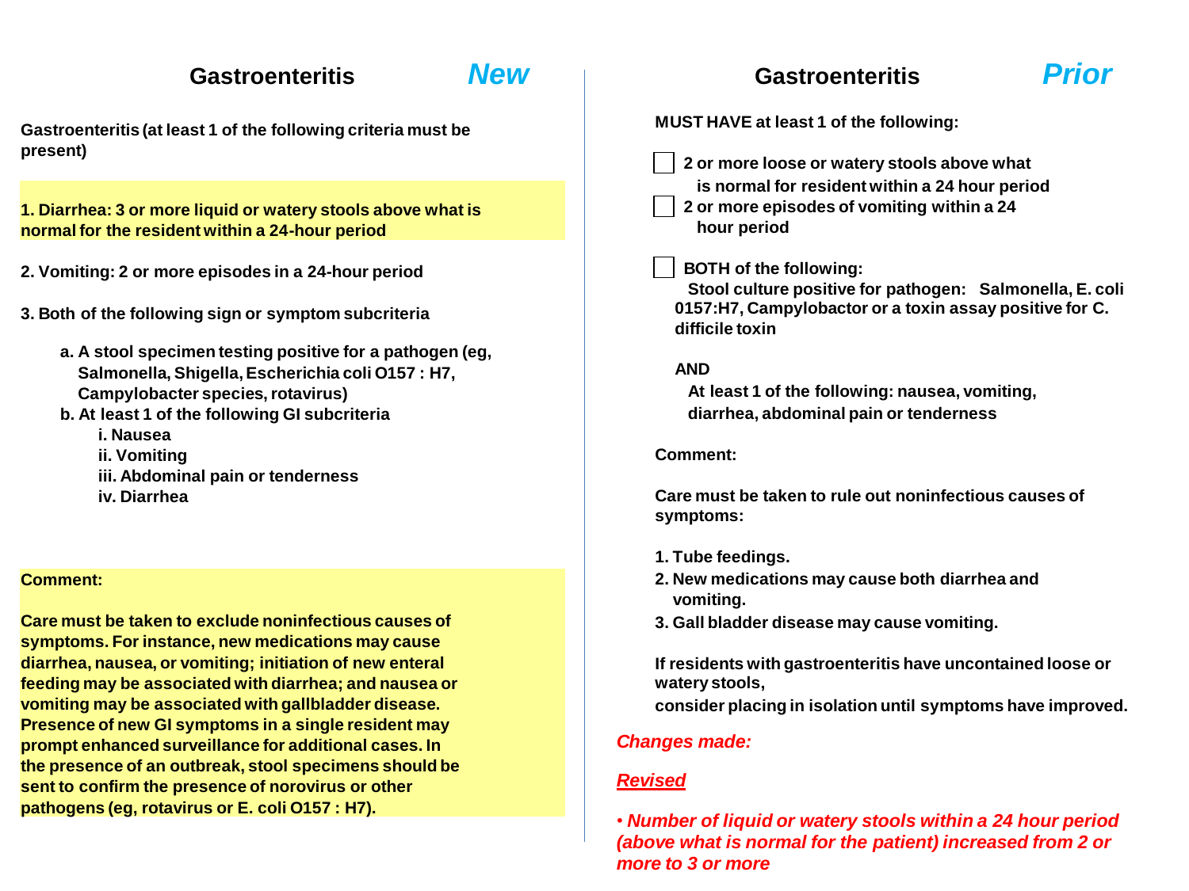## Gastroenteritis — *New*

**Gastroenteritis (at least 1 of the following criteria must be present)**

**1. Diarrhea: 3 or more liquid or watery stools above what is normal for the resident within a 24-hour period**

**2. Vomiting: 2 or more episodes in a 24-hour period**

**3. Both of the following sign or symptom subcriteria**

- **a. A stool specimen testing positive for a pathogen (eg, Salmonella, Shigella, Escherichia coli O157 : H7, Campylobacter species, rotavirus)**
- **b. At least 1 of the following GI subcriteria**
  - **i. Nausea**
  - **ii. Vomiting**
  - **iii. Abdominal pain or tenderness**
  - **iv. Diarrhea**

**Comment:**

**Care must be taken to exclude noninfectious causes of symptoms. For instance, new medications may cause diarrhea, nausea, or vomiting; initiation of new enteral feeding may be associated with diarrhea; and nausea or vomiting may be associated with gallbladder disease. Presence of new GI symptoms in a single resident may prompt enhanced surveillance for additional cases. In the presence of an outbreak, stool specimens should be sent to confirm the presence of norovirus or other pathogens (eg, rotavirus or E. coli O157 : H7).**

## Gastroenteritis — *Prior*

**MUST HAVE at least 1 of the following:**

- ☐ **2 or more loose or watery stools above what is normal for resident within a 24 hour period**
- ☐ **2 or more episodes of vomiting within a 24 hour period**
- ☐ **BOTH of the following:**
  - **Stool culture positive for pathogen: Salmonella, E. coli 0157:H7, Campylobacter or a toxin assay positive for C. difficile toxin**
  - **AND**
  - **At least 1 of the following: nausea, vomiting, diarrhea, abdominal pain or tenderness**

**Comment:**

**Care must be taken to rule out noninfectious causes of symptoms:**

1. **Tube feedings.**
2. **New medications may cause both diarrhea and vomiting.**
3. **Gall bladder disease may cause vomiting.**

**If residents with gastroenteritis have uncontained loose or watery stools, consider placing in isolation until symptoms have improved.**

***Changes made:***

***Revised***

- ***Number of liquid or watery stools within a 24 hour period (above what is normal for the patient) increased from 2 or more to 3 or more***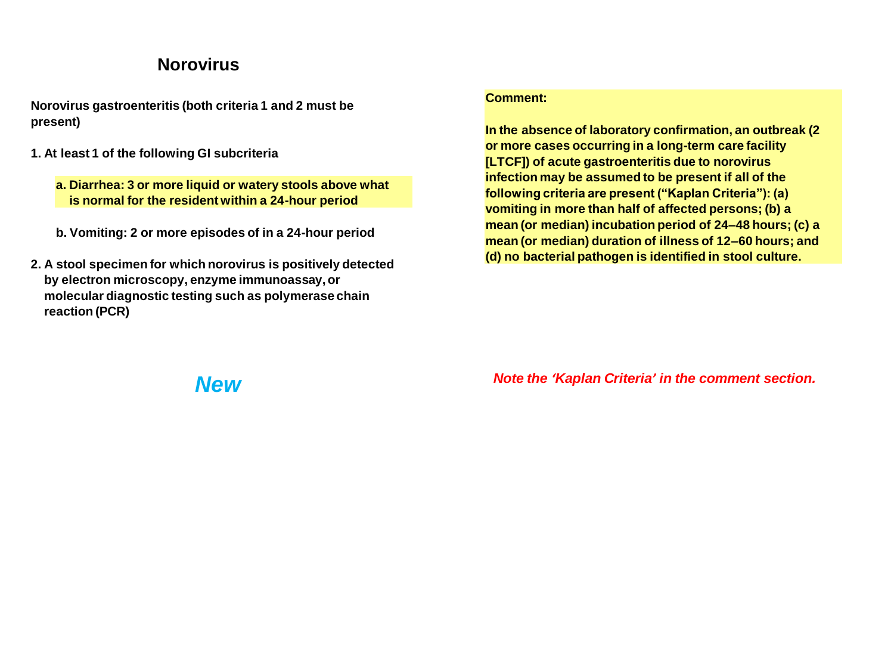# Norovirus

**Norovirus gastroenteritis (both criteria 1 and 2 must be present)**

**1. At least 1 of the following GI subcriteria**

- **a. Diarrhea: 3 or more liquid or watery stools above what is normal for the resident within a 24-hour period**
- **b. Vomiting: 2 or more episodes of in a 24-hour period**

**2. A stool specimen for which norovirus is positively detected by electron microscopy, enzyme immunoassay, or molecular diagnostic testing such as polymerase chain reaction (PCR)**

***New***

**Comment:**

**In the absence of laboratory confirmation, an outbreak (2 or more cases occurring in a long-term care facility [LTCF]) of acute gastroenteritis due to norovirus infection may be assumed to be present if all of the following criteria are present ("Kaplan Criteria"): (a) vomiting in more than half of affected persons; (b) a mean (or median) incubation period of 24–48 hours; (c) a mean (or median) duration of illness of 12–60 hours; and (d) no bacterial pathogen is identified in stool culture.**

***Note the 'Kaplan Criteria' in the comment section.***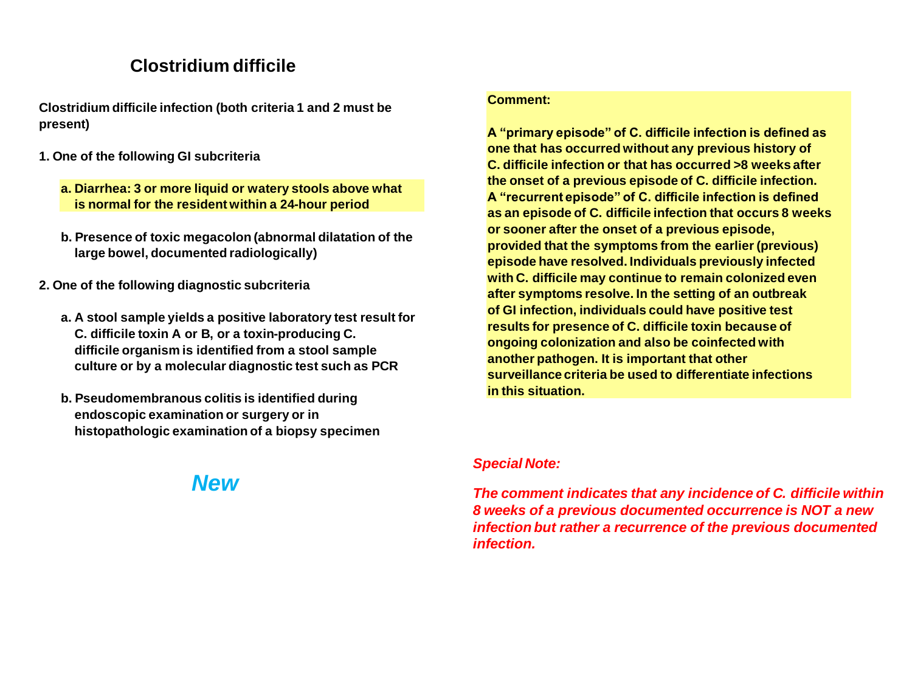# Clostridium difficile

**Clostridium difficile infection (both criteria 1 and 2 must be present)**

**1. One of the following GI subcriteria**

- **a. Diarrhea: 3 or more liquid or watery stools above what is normal for the resident within a 24-hour period**
- **b. Presence of toxic megacolon (abnormal dilatation of the large bowel, documented radiologically)**

**2. One of the following diagnostic subcriteria**

- **a. A stool sample yields a positive laboratory test result for C. difficile toxin A or B, or a toxin-producing C. difficile organism is identified from a stool sample culture or by a molecular diagnostic test such as PCR**
- **b. Pseudomembranous colitis is identified during endoscopic examination or surgery or in histopathologic examination of a biopsy specimen**

***New***

**Comment:**

**A "primary episode" of C. difficile infection is defined as one that has occurred without any previous history of C. difficile infection or that has occurred >8 weeks after the onset of a previous episode of C. difficile infection. A "recurrent episode" of C. difficile infection is defined as an episode of C. difficile infection that occurs 8 weeks or sooner after the onset of a previous episode, provided that the symptoms from the earlier (previous) episode have resolved. Individuals previously infected with C. difficile may continue to remain colonized even after symptoms resolve. In the setting of an outbreak of GI infection, individuals could have positive test results for presence of C. difficile toxin because of ongoing colonization and also be coinfected with another pathogen. It is important that other surveillance criteria be used to differentiate infections in this situation.**

***Special Note:***

***The comment indicates that any incidence of C. difficile within 8 weeks of a previous documented occurrence is NOT a new infection but rather a recurrence of the previous documented infection.***